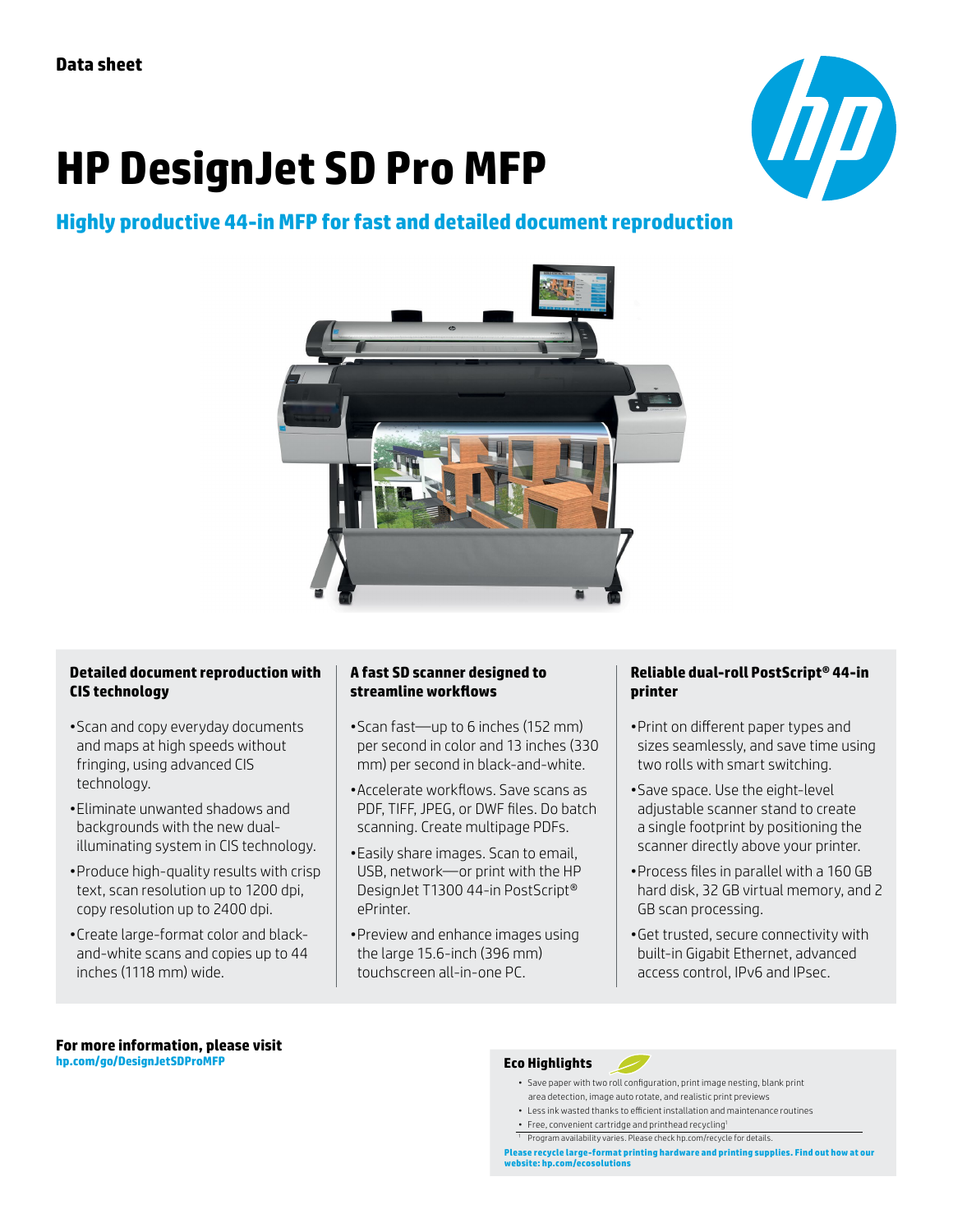Data sheet

# HP DesignJet SD Pro MFP

## Highly productive 44-in MFP for fast and detailed document reproduction

### Detailed document reproduction with CIS technology

- Scan and copy everyday documents and maps at high speeds without fringing, using advanced CIS technology.
- Eliminate unwanted shadows and backgrounds with the new dual-illuminating system in CIS technology.
- Produce high-quality results with crisp text, scan resolution up to 1200 dpi, copy resolution up to 2400 dpi.
- Create large-format color and black-and-white scans and copies up to 44 inches (1118 mm) wide.

### A fast SD scanner designed to streamline workflows

- Scan fast—up to 6 inches (152 mm) per second in color and 13 inches (330 mm) per second in black-and-white.
- Accelerate workflows. Save scans as PDF, TIFF, JPEG, or DWF files. Do batch scanning. Create multipage PDFs.
- Easily share images. Scan to email, USB, network—or print with the HP DesignJet T1300 44-in PostScript® ePrinter.
- Preview and enhance images using the large 15.6-inch (396 mm) touchscreen all-in-one PC.

### Reliable dual-roll PostScript® 44-in printer

- Print on different paper types and sizes seamlessly, and save time using two rolls with smart switching.
- Save space. Use the eight-level adjustable scanner stand to create a single footprint by positioning the scanner directly above your printer.
- Process files in parallel with a 160 GB hard disk, 32 GB virtual memory, and 2 GB scan processing.
- Get trusted, secure connectivity with built-in Gigabit Ethernet, advanced access control, IPv6 and IPsec.

**For more information, please visit**
hp.com/go/DesignJetSDProMFP

### Eco Highlights

- Save paper with two roll configuration, print image nesting, blank print area detection, image auto rotate, and realistic print previews
- Less ink wasted thanks to efficient installation and maintenance routines
- Free, convenient cartridge and printhead recycling[1]

[1] Program availability varies. Please check hp.com/recycle for details.

**Please recycle large-format printing hardware and printing supplies. Find out how at our website: hp.com/ecosolutions**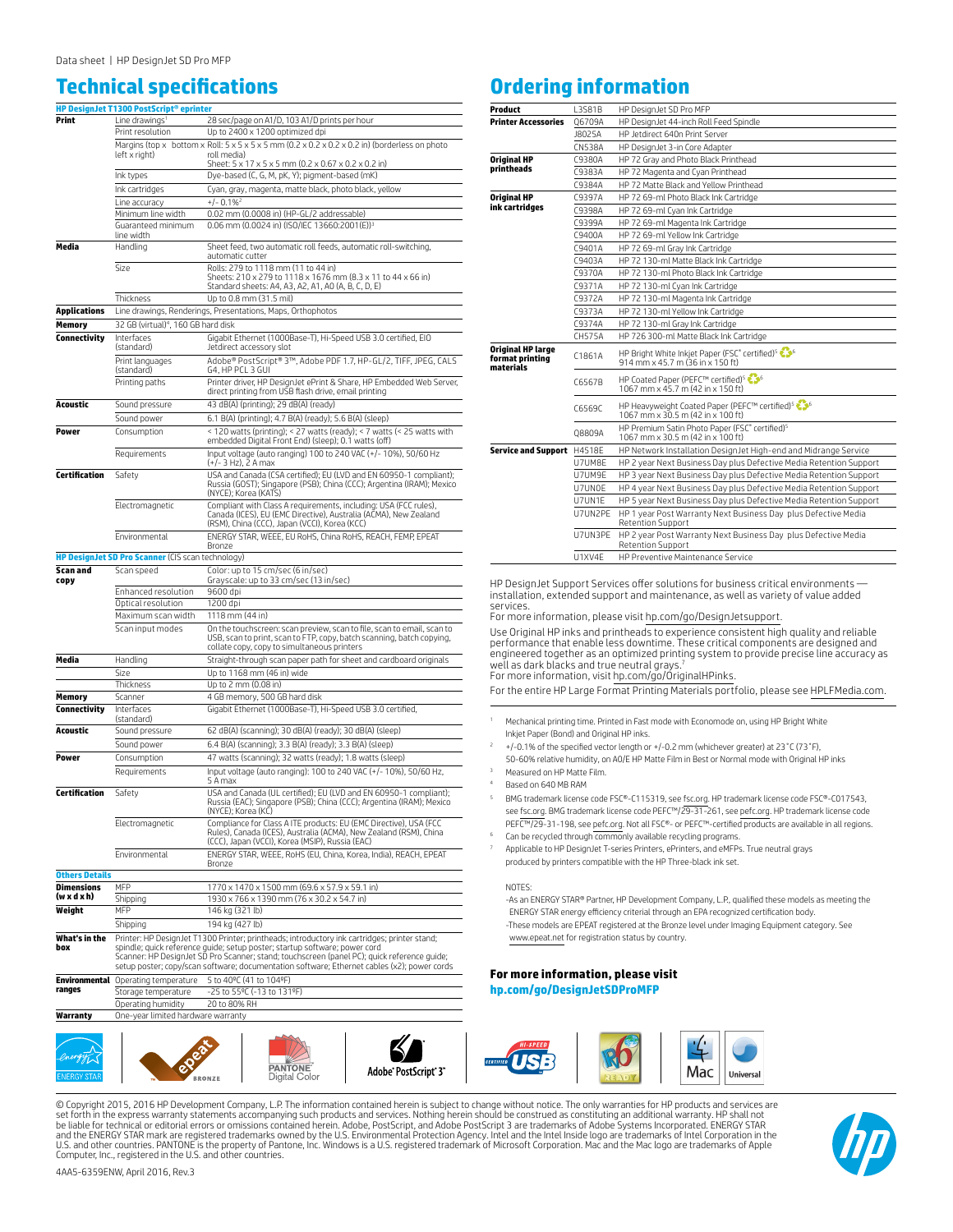## Technical specifications

| | | |
|---|---|---|
| **HP DesignJet T1300 PostScript® eprinter** | | |
| **Print** | Line drawings[1] | 28 sec/page on A1/D, 103 A1/D prints per hour |
| | Print resolution | Up to 2400 x 1200 optimized dpi |
| | Margins (top x bottom x left x right) | Roll: 5 x 5 x 5 x 5 mm (0.2 x 0.2 x 0.2 x 0.2 in) (borderless on photo roll media) Sheet: 5 x 17 x 5 x 5 mm (0.2 x 0.67 x 0.2 x 0.2 in) |
| | Ink types | Dye-based (C, G, M, pK, Y); pigment-based (mK) |
| | Ink cartridges | Cyan, gray, magenta, matte black, photo black, yellow |
| | Line accuracy | +/- 0.1%[2] |
| | Minimum line width | 0.02 mm (0.0008 in) (HP-GL/2 addressable) |
| | Guaranteed minimum line width | 0.06 mm (0.0024 in) (ISO/IEC 13660:2001(E))[3] |
| **Media** | Handling | Sheet feed, two automatic roll feeds, automatic roll-switching, automatic cutter |
| | Size | Rolls: 279 to 1118 mm (11 to 44 in) Sheets: 210 x 279 to 1118 x 1676 mm (8.3 x 11 to 44 x 66 in) Standard sheets: A4, A3, A2, A1, A0 (A, B, C, D, E) |
| | Thickness | Up to 0.8 mm (31.5 mil) |
| **Applications** | Line drawings, Renderings, Presentations, Maps, Orthophotos | |
| **Memory** | 32 GB (virtual)[4], 160 GB hard disk | |
| **Connectivity** | Interfaces (standard) | Gigabit Ethernet (1000Base-T), Hi-Speed USB 3.0 certified, EIO Jetdirect accessory slot |
| | Print languages (standard) | Adobe® PostScript® 3™, Adobe PDF 1.7, HP-GL/2, TIFF, JPEG, CALS G4, HP PCL 3 GUI |
| | Printing paths | Printer driver, HP DesignJet ePrint & Share, HP Embedded Web Server, direct printing from USB flash drive, email printing |
| **Acoustic** | Sound pressure | 43 dB(A) (printing); 29 dB(A) (ready) |
| | Sound power | 6.1 B(A) (printing); 4.7 B(A) (ready); 5.6 B(A) (sleep) |
| **Power** | Consumption | < 120 watts (printing); < 27 watts (ready); < 7 watts (< 25 watts with embedded Digital Front End) (sleep); 0.1 watts (off) |
| | Requirements | Input voltage (auto ranging) 100 to 240 VAC (+/- 10%), 50/60 Hz (+/- 3 Hz), 2 A max |
| **Certification** | Safety | USA and Canada (CSA certified); EU (LVD and EN 60950-1 compliant); Russia (GOST); Singapore (PSB); China (CCC); Argentina (IRAM); Mexico (NYCE); Korea (KATS) |
| | Electromagnetic | Compliant with Class A requirements, including: USA (FCC rules), Canada (ICES), EU (EMC Directive), Australia (ACMA), New Zealand (RSM), China (CCC), Japan (VCCI), Korea (KCC) |
| | Environmental | ENERGY STAR, WEEE, EU RoHS, China RoHS, REACH, FEMP, EPEAT Bronze |
| **HP DesignJet SD Pro Scanner** (CIS scan technology) | | |
| **Scan and copy** | Scan speed | Color: up to 15 cm/sec (6 in/sec) Grayscale: up to 33 cm/sec (13 in/sec) |
| | Enhanced resolution | 9600 dpi |
| | Optical resolution | 1200 dpi |
| | Maximum scan width | 1118 mm (44 in) |
| | Scan input modes | On the touchscreen: scan preview, scan to file, scan to email, scan to USB, scan to print, scan to FTP, copy, batch scanning, batch copying, collate copy, copy to simultaneous printers |
| **Media** | Handling | Straight-through scan paper path for sheet and cardboard originals |
| | Size | Up to 1168 mm (46 in) wide |
| | Thickness | Up to 2 mm (0.08 in) |
| **Memory** | Scanner | 4 GB memory, 500 GB hard disk |
| **Connectivity** | Interfaces (standard) | Gigabit Ethernet (1000Base-T), Hi-Speed USB 3.0 certified, |
| **Acoustic** | Sound pressure | 62 dB(A) (scanning); 30 dB(A) (ready); 30 dB(A) (sleep) |
| | Sound power | 6.4 B(A) (scanning); 3.3 B(A) (ready); 3.3 B(A) (sleep) |
| **Power** | Consumption | 47 watts (scanning); 32 watts (ready); 1.8 watts (sleep) |
| | Requirements | Input voltage (auto ranging): 100 to 240 VAC (+/- 10%), 50/60 Hz, 5 A max |
| **Certification** | Safety | USA and Canada (UL certified); EU (LVD and EN 60950-1 compliant); Russia (EAC); Singapore (PSB); China (CCC); Argentina (IRAM); Mexico (NYCE); Korea (KC) |
| | Electromagnetic | Compliance for Class A ITE products: EU (EMC Directive), USA (FCC Rules), Canada (ICES), Australia (ACMA), New Zealand (RSM), China (CCC), Japan (VCCI), Korea (MSIP), Russia (EAC) |
| | Environmental | ENERGY STAR, WEEE, RoHS (EU, China, Korea, India), REACH, EPEAT Bronze |
| **Others Details** | | |
| **Dimensions (w x d x h)** | MFP | 1770 x 1470 x 1500 mm (69.6 x 57.9 x 59.1 in) |
| | Shipping | 1930 x 766 x 1390 mm (76 x 30.2 x 54.7 in) |
| **Weight** | MFP | 146 kg (321 lb) |
| | Shipping | 194 kg (427 lb) |
| **What's in the box** | Printer: HP DesignJet T1300 Printer; printheads; introductory ink cartridges; printer stand; spindle; quick reference guide; setup poster; startup software; power cord Scanner: HP DesignJet SD Pro Scanner; stand; touchscreen (panel PC); quick reference guide; setup poster; copy/scan software; documentation software; Ethernet cables (x2); power cords | |
| **Environmental ranges** | Operating temperature | 5 to 40ºC (41 to 104ºF) |
| | Storage temperature | -25 to 55ºC (-13 to 131ºF) |
| | Operating humidity | 20 to 80% RH |
| **Warranty** | One-year limited hardware warranty | |

## Ordering information

| | | |
|---|---|---|
| **Product** | L3S81B | HP DesignJet SD Pro MFP |
| **Printer Accessories** | Q6709A | HP DesignJet 44-inch Roll Feed Spindle |
| | J8025A | HP Jetdirect 640n Print Server |
| | CN538A | HP DesignJet 3-in Core Adapter |
| **Original HP printheads** | C9380A | HP 72 Gray and Photo Black Printhead |
| | C9383A | HP 72 Magenta and Cyan Printhead |
| | C9384A | HP 72 Matte Black and Yellow Printhead |
| **Original HP ink cartridges** | C9397A | HP 72 69-ml Photo Black Ink Cartridge |
| | C9398A | HP 72 69-ml Cyan Ink Cartridge |
| | C9399A | HP 72 69-ml Magenta Ink Cartridge |
| | C9400A | HP 72 69-ml Yellow Ink Cartridge |
| | C9401A | HP 72 69-ml Gray Ink Cartridge |
| | C9403A | HP 72 130-ml Matte Black Ink Cartridge |
| | C9370A | HP 72 130-ml Photo Black Ink Cartridge |
| | C9371A | HP 72 130-ml Cyan Ink Cartridge |
| | C9372A | HP 72 130-ml Magenta Ink Cartridge |
| | C9373A | HP 72 130-ml Yellow Ink Cartridge |
| | C9374A | HP 72 130-ml Gray Ink Cartridge |
| | CH575A | HP 726 300-ml Matte Black Ink Cartridge |
| **Original HP large format printing materials** | C1861A | HP Bright White Inkjet Paper (FSC® certified)[5,6] 914 mm x 45.7 m (36 in x 150 ft) |
| | C6567B | HP Coated Paper (PEFC™ certified)[5,6] 1067 mm x 45.7 m (42 in x 150 ft) |
| | C6569C | HP Heavyweight Coated Paper (PEFC™ certified)[5,6] 1067 mm x 30.5 m (42 in x 100 ft) |
| | Q8809A | HP Premium Satin Photo Paper (FSC® certified)[5] 1067 mm x 30.5 m (42 in x 100 ft) |
| **Service and Support** | H4518E | HP Network Installation DesignJet High-end and Midrange Service |
| | U7UM8E | HP 2 year Next Business Day plus Defective Media Retention Support |
| | U7UM9E | HP 3 year Next Business Day plus Defective Media Retention Support |
| | U7UN0E | HP 4 year Next Business Day plus Defective Media Retention Support |
| | U7UN1E | HP 5 year Next Business Day plus Defective Media Retention Support |
| | U7UN2PE | HP 1 year Post Warranty Next Business Day plus Defective Media Retention Support |
| | U7UN3PE | HP 2 year Post Warranty Next Business Day plus Defective Media Retention Support |
| | U1XV4E | HP Preventive Maintenance Service |

HP DesignJet Support Services offer solutions for business critical environments — installation, extended support and maintenance, as well as variety of value added services.
For more information, please visit hp.com/go/DesignJetsupport.

Use Original HP inks and printheads to experience consistent high quality and reliable performance that enable less downtime. These critical components are designed and engineered together as an optimized printing system to provide precise line accuracy as well as dark blacks and true neutral grays.[7]
For more information, visit hp.com/go/OriginalHPinks.

For the entire HP Large Format Printing Materials portfolio, please see HPLFMedia.com.

1. Mechanical printing time. Printed in Fast mode with Economode on, using HP Bright White Inkjet Paper (Bond) and Original HP inks.
2. +/-0.1% of the specified vector length or +/-0.2 mm (whichever greater) at 23°C (73°F), 50-60% relative humidity, on A0/E HP Matte Film in Best or Normal mode with Original HP inks
3. Measured on HP Matte Film.
4. Based on 640 MB RAM
5. BMG trademark license code FSC®-C115319, see fsc.org. HP trademark license code FSC®-C017543, see fsc.org. BMG trademark license code PEFC™/29-31-261, see pefc.org. HP trademark license code PEFC™/29-31-198, see pefc.org. Not all FSC®- or PEFC™-certified products are available in all regions.
6. Can be recycled through commonly available recycling programs.
7. Applicable to HP DesignJet T-series Printers, ePrinters, and eMFPs. True neutral grays produced by printers compatible with the HP Three-black ink set.

NOTES:
-As an ENERGY STAR® Partner, HP Development Company, L.P., qualified these models as meeting the ENERGY STAR energy efficiency criterial through an EPA recognized certification body.
-These models are EPEAT registered at the Bronze level under Imaging Equipment category. See www.epeat.net for registration status by country.

**For more information, please visit**
**hp.com/go/DesignJetSDProMFP**

ENERGY STAR | epeat BRONZE | PANTONE Digital Color | Adobe® PostScript® 3™ | CERTIFIED HI-SPEED USB | Mac | Universal

© Copyright 2015, 2016 HP Development Company, L.P. The information contained herein is subject to change without notice. The only warranties for HP products and services are set forth in the express warranty statements accompanying such products and services. Nothing herein should be construed as constituting an additional warranty. HP shall not be liable for technical or editorial errors or omissions contained herein. Adobe, PostScript, and Adobe PostScript 3 are trademarks of Adobe Systems Incorporated. ENERGY STAR and the ENERGY STAR mark are registered trademarks owned by the U.S. Environmental Protection Agency. Intel and the Intel Inside logo are trademarks of Intel Corporation in the U.S. and other countries. PANTONE is the property of Pantone, Inc. Windows is a U.S. registered trademark of Microsoft Corporation. Mac and the Mac logo are trademarks of Apple Computer, Inc., registered in the U.S. and other countries.

4AA5-6359ENW, April 2016, Rev.3